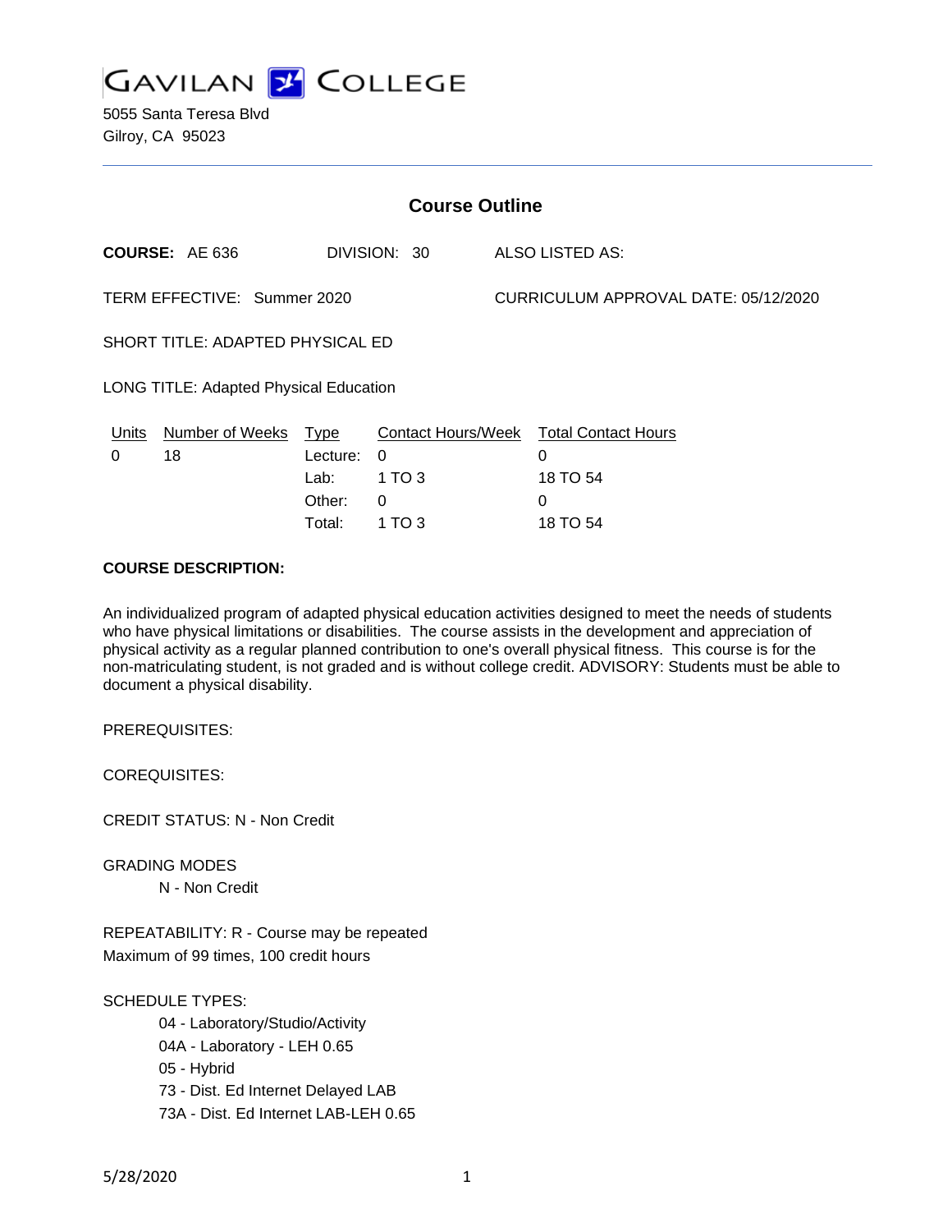# GAVILAN COLLEGE

5055 Santa Teresa Blvd
Gilroy, CA 95023

---

## Course Outline

**COURSE:** AE 636    DIVISION: 30    ALSO LISTED AS:

TERM EFFECTIVE: Summer 2020    CURRICULUM APPROVAL DATE: 05/12/2020

SHORT TITLE: ADAPTED PHYSICAL ED

LONG TITLE: Adapted Physical Education

| Units | Number of Weeks | Type | Contact Hours/Week | Total Contact Hours |
|---|---|---|---|---|
| 0 | 18 | Lecture: | 0 | 0 |
| | | Lab: | 1 TO 3 | 18 TO 54 |
| | | Other: | 0 | 0 |
| | | Total: | 1 TO 3 | 18 TO 54 |

**COURSE DESCRIPTION:**

An individualized program of adapted physical education activities designed to meet the needs of students who have physical limitations or disabilities. The course assists in the development and appreciation of physical activity as a regular planned contribution to one's overall physical fitness. This course is for the non-matriculating student, is not graded and is without college credit. ADVISORY: Students must be able to document a physical disability.

PREREQUISITES:

COREQUISITES:

CREDIT STATUS: N - Non Credit

GRADING MODES

- N - Non Credit

REPEATABILITY: R - Course may be repeated
Maximum of 99 times, 100 credit hours

SCHEDULE TYPES:

- 04 - Laboratory/Studio/Activity
- 04A - Laboratory - LEH 0.65
- 05 - Hybrid
- 73 - Dist. Ed Internet Delayed LAB
- 73A - Dist. Ed Internet LAB-LEH 0.65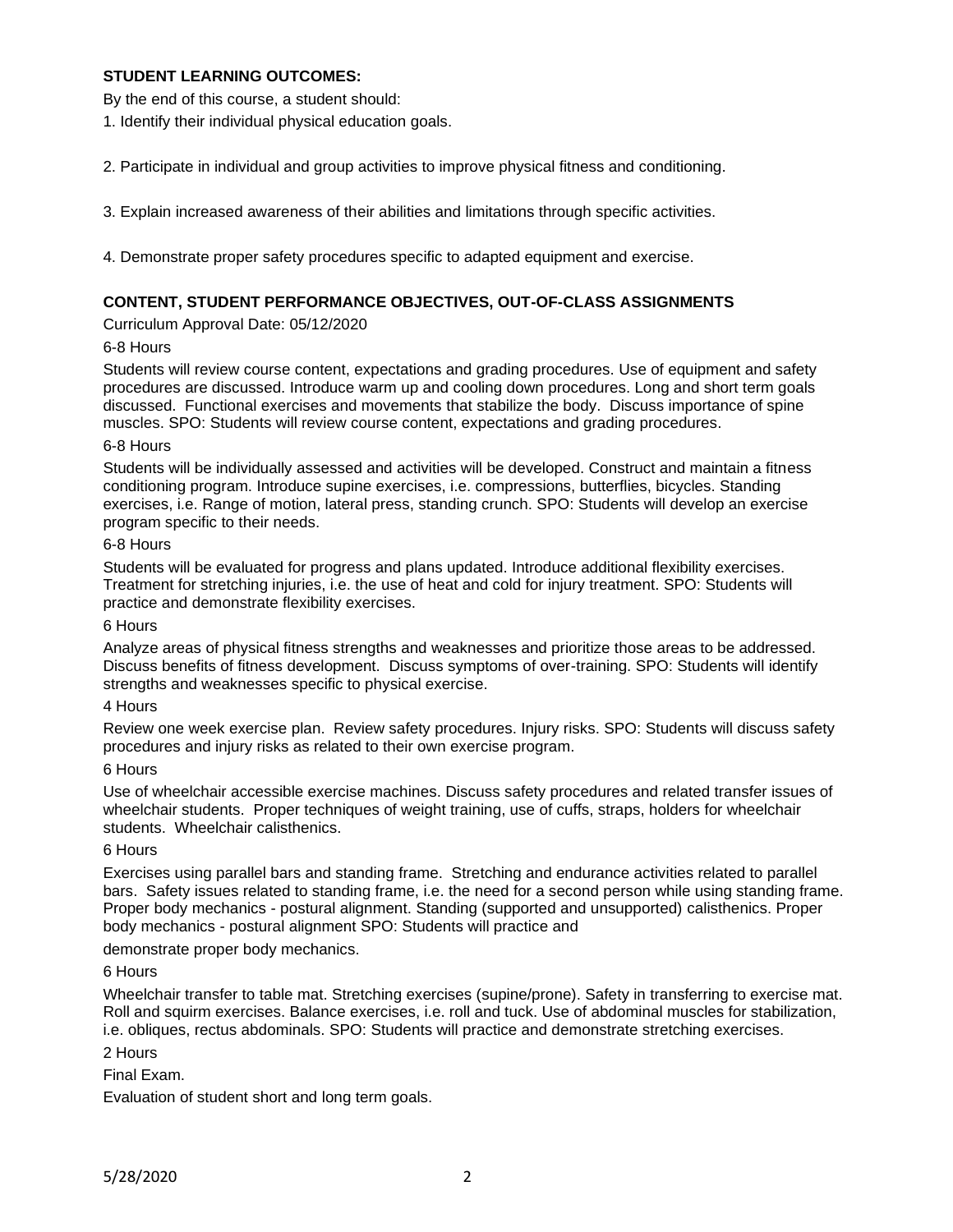**STUDENT LEARNING OUTCOMES:**

By the end of this course, a student should:

1. Identify their individual physical education goals.

2. Participate in individual and group activities to improve physical fitness and conditioning.

3. Explain increased awareness of their abilities and limitations through specific activities.

4. Demonstrate proper safety procedures specific to adapted equipment and exercise.

**CONTENT, STUDENT PERFORMANCE OBJECTIVES, OUT-OF-CLASS ASSIGNMENTS**

Curriculum Approval Date: 05/12/2020

6-8 Hours

Students will review course content, expectations and grading procedures. Use of equipment and safety procedures are discussed. Introduce warm up and cooling down procedures. Long and short term goals discussed. Functional exercises and movements that stabilize the body. Discuss importance of spine muscles. SPO: Students will review course content, expectations and grading procedures.

6-8 Hours

Students will be individually assessed and activities will be developed. Construct and maintain a fitness conditioning program. Introduce supine exercises, i.e. compressions, butterflies, bicycles. Standing exercises, i.e. Range of motion, lateral press, standing crunch. SPO: Students will develop an exercise program specific to their needs.

6-8 Hours

Students will be evaluated for progress and plans updated. Introduce additional flexibility exercises. Treatment for stretching injuries, i.e. the use of heat and cold for injury treatment. SPO: Students will practice and demonstrate flexibility exercises.

6 Hours

Analyze areas of physical fitness strengths and weaknesses and prioritize those areas to be addressed. Discuss benefits of fitness development. Discuss symptoms of over-training. SPO: Students will identify strengths and weaknesses specific to physical exercise.

4 Hours

Review one week exercise plan. Review safety procedures. Injury risks. SPO: Students will discuss safety procedures and injury risks as related to their own exercise program.

6 Hours

Use of wheelchair accessible exercise machines. Discuss safety procedures and related transfer issues of wheelchair students. Proper techniques of weight training, use of cuffs, straps, holders for wheelchair students. Wheelchair calisthenics.

6 Hours

Exercises using parallel bars and standing frame. Stretching and endurance activities related to parallel bars. Safety issues related to standing frame, i.e. the need for a second person while using standing frame. Proper body mechanics - postural alignment. Standing (supported and unsupported) calisthenics. Proper body mechanics - postural alignment SPO: Students will practice and

demonstrate proper body mechanics.

6 Hours

Wheelchair transfer to table mat. Stretching exercises (supine/prone). Safety in transferring to exercise mat. Roll and squirm exercises. Balance exercises, i.e. roll and tuck. Use of abdominal muscles for stabilization, i.e. obliques, rectus abdominals. SPO: Students will practice and demonstrate stretching exercises.

2 Hours

Final Exam.

Evaluation of student short and long term goals.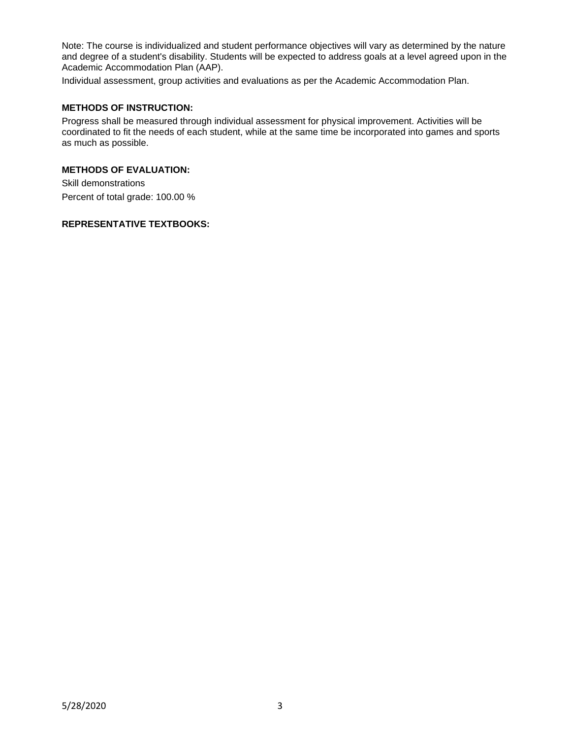Note: The course is individualized and student performance objectives will vary as determined by the nature and degree of a student's disability. Students will be expected to address goals at a level agreed upon in the Academic Accommodation Plan (AAP).

Individual assessment, group activities and evaluations as per the Academic Accommodation Plan.

## METHODS OF INSTRUCTION:

Progress shall be measured through individual assessment for physical improvement. Activities will be coordinated to fit the needs of each student, while at the same time be incorporated into games and sports as much as possible.

## METHODS OF EVALUATION:

Skill demonstrations

Percent of total grade: 100.00 %

## REPRESENTATIVE TEXTBOOKS: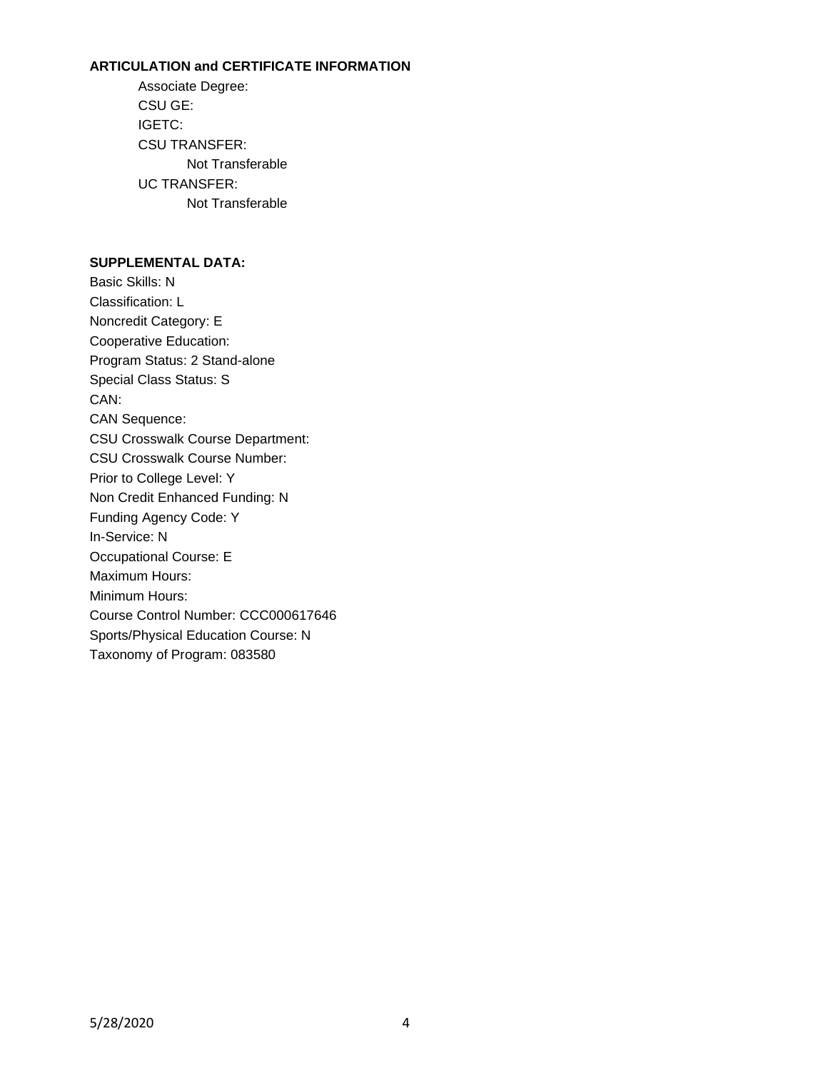**ARTICULATION and CERTIFICATE INFORMATION**

Associate Degree:
CSU GE:
IGETC:
CSU TRANSFER:
Not Transferable
UC TRANSFER:
Not Transferable

**SUPPLEMENTAL DATA:**

Basic Skills: N
Classification: L
Noncredit Category: E
Cooperative Education:
Program Status: 2 Stand-alone
Special Class Status: S
CAN:
CAN Sequence:
CSU Crosswalk Course Department:
CSU Crosswalk Course Number:
Prior to College Level: Y
Non Credit Enhanced Funding: N
Funding Agency Code: Y
In-Service: N
Occupational Course: E
Maximum Hours:
Minimum Hours:
Course Control Number: CCC000617646
Sports/Physical Education Course: N
Taxonomy of Program: 083580